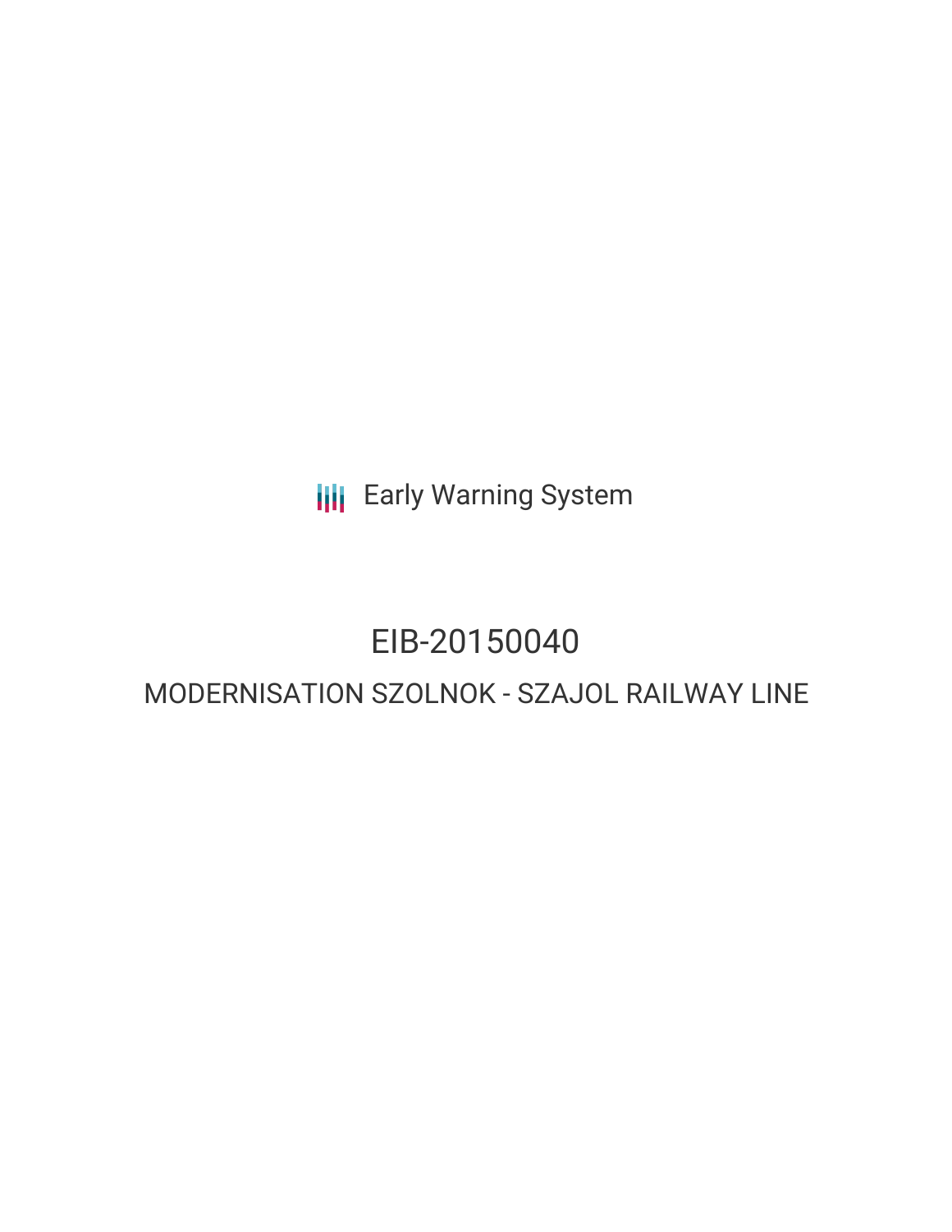Early Warning System

# EIB-20150040

## MODERNISATION SZOLNOK - SZAJOL RAILWAY LINE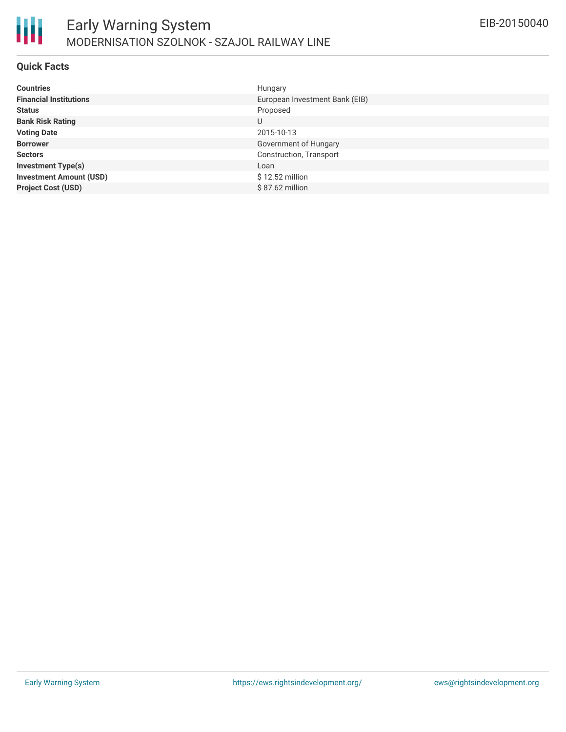# Early Warning System

## MODERNISATION SZOLNOK - SZAJOL RAILWAY LINE

EIB-20150040

### Quick Facts

| | |
|---|---|
| **Countries** | Hungary |
| **Financial Institutions** | European Investment Bank (EIB) |
| **Status** | Proposed |
| **Bank Risk Rating** | U |
| **Voting Date** | 2015-10-13 |
| **Borrower** | Government of Hungary |
| **Sectors** | Construction, Transport |
| **Investment Type(s)** | Loan |
| **Investment Amount (USD)** | $ 12.52 million |
| **Project Cost (USD)** | $ 87.62 million |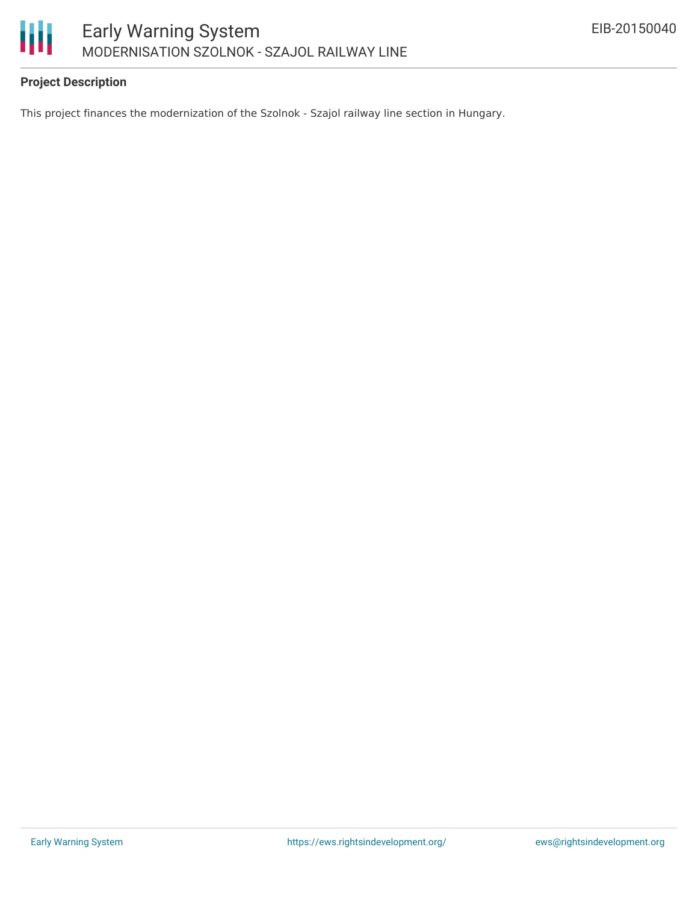### Project Description

This project finances the modernization of the Szolnok - Szajol railway line section in Hungary.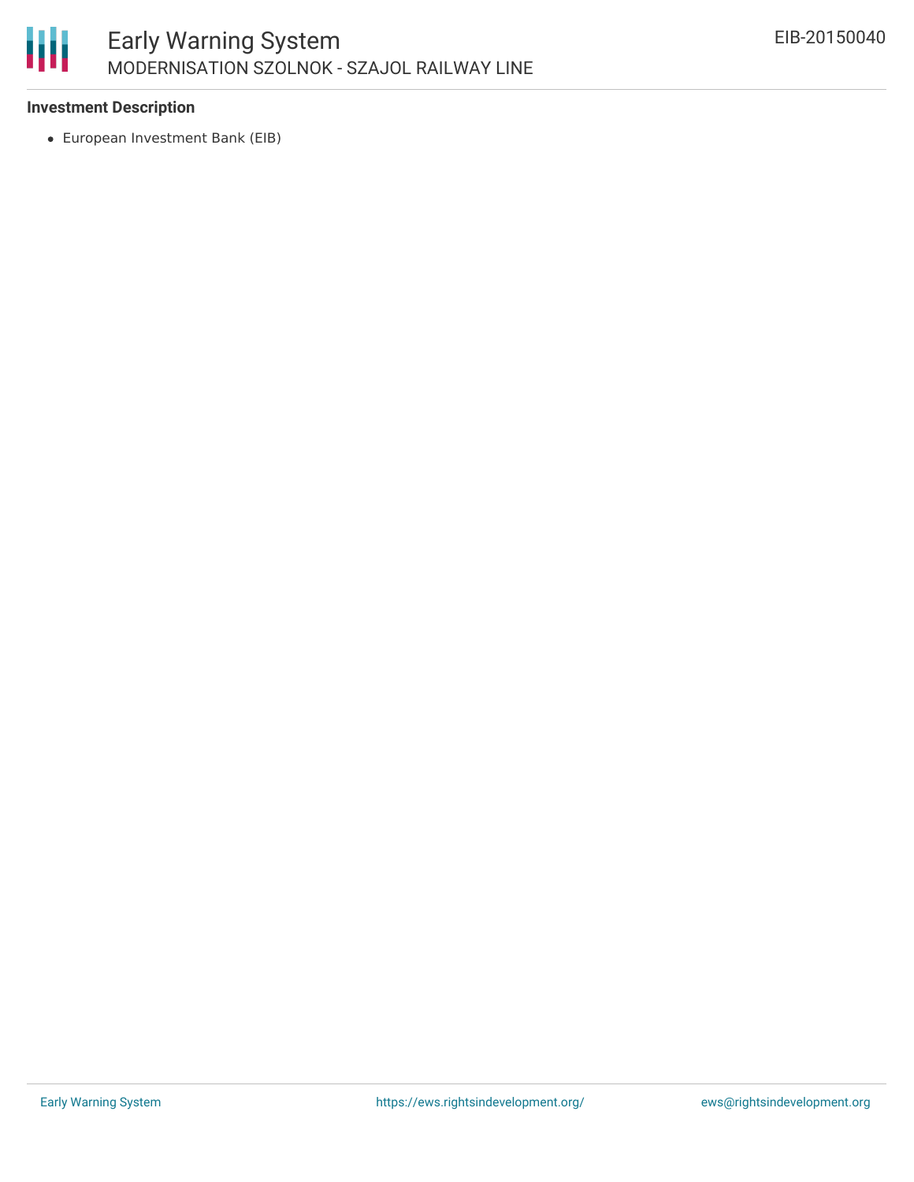**Investment Description**

- European Investment Bank (EIB)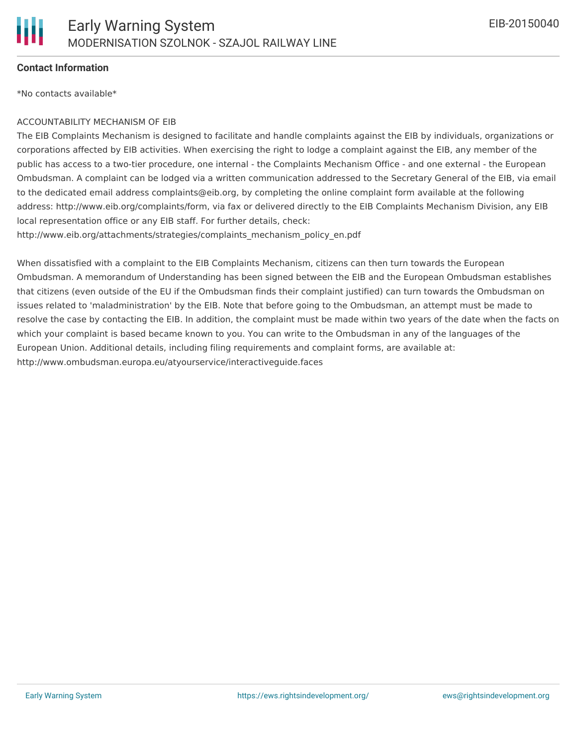## Contact Information

*No contacts available*

ACCOUNTABILITY MECHANISM OF EIB

The EIB Complaints Mechanism is designed to facilitate and handle complaints against the EIB by individuals, organizations or corporations affected by EIB activities. When exercising the right to lodge a complaint against the EIB, any member of the public has access to a two-tier procedure, one internal - the Complaints Mechanism Office - and one external - the European Ombudsman. A complaint can be lodged via a written communication addressed to the Secretary General of the EIB, via email to the dedicated email address complaints@eib.org, by completing the online complaint form available at the following address: http://www.eib.org/complaints/form, via fax or delivered directly to the EIB Complaints Mechanism Division, any EIB local representation office or any EIB staff. For further details, check: http://www.eib.org/attachments/strategies/complaints_mechanism_policy_en.pdf

When dissatisfied with a complaint to the EIB Complaints Mechanism, citizens can then turn towards the European Ombudsman. A memorandum of Understanding has been signed between the EIB and the European Ombudsman establishes that citizens (even outside of the EU if the Ombudsman finds their complaint justified) can turn towards the Ombudsman on issues related to 'maladministration' by the EIB. Note that before going to the Ombudsman, an attempt must be made to resolve the case by contacting the EIB. In addition, the complaint must be made within two years of the date when the facts on which your complaint is based became known to you. You can write to the Ombudsman in any of the languages of the European Union. Additional details, including filing requirements and complaint forms, are available at: http://www.ombudsman.europa.eu/atyourservice/interactiveguide.faces